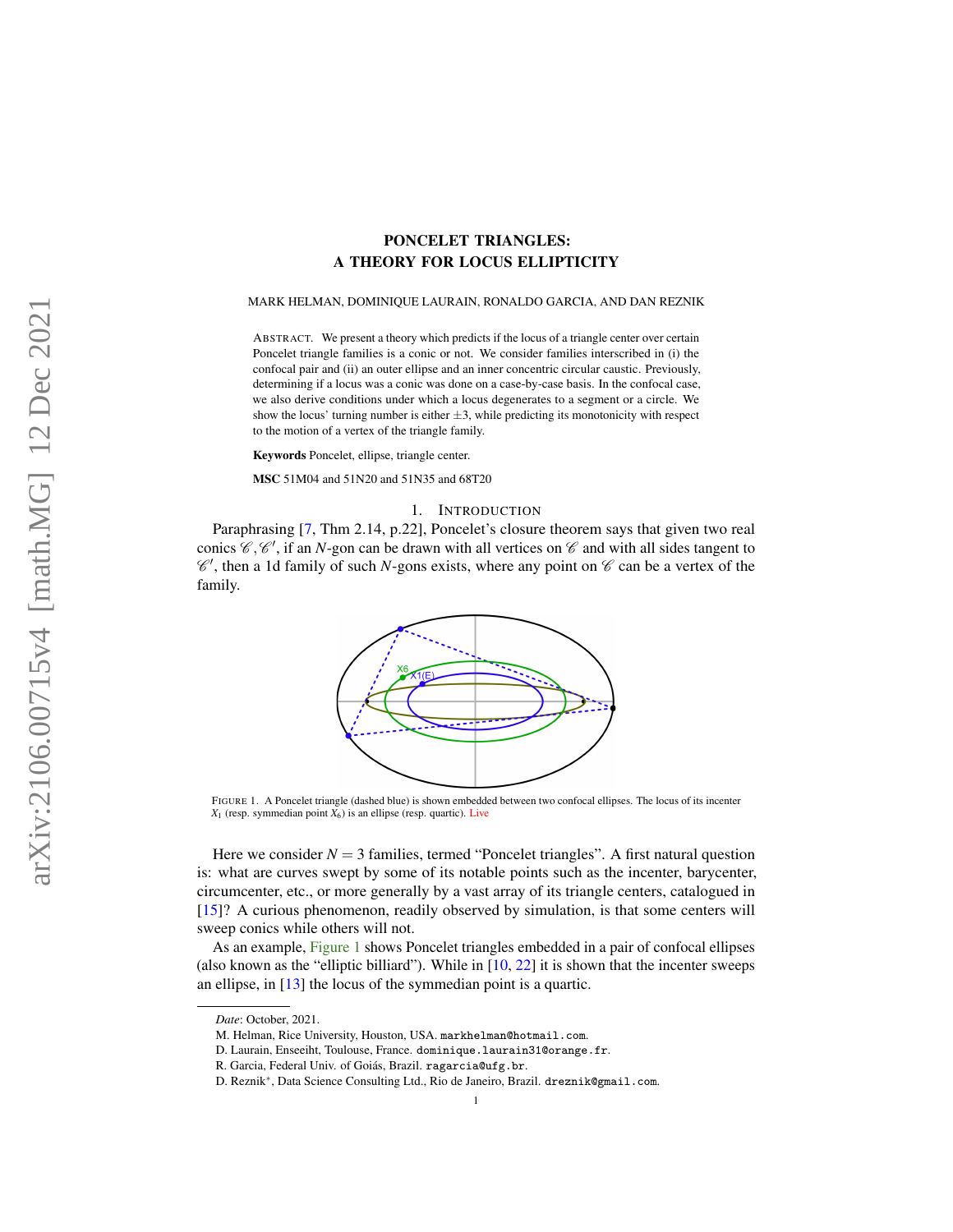# PONCELET TRIANGLES:
# A THEORY FOR LOCUS ELLIPTICITY

MARK HELMAN, DOMINIQUE LAURAIN, RONALDO GARCIA, AND DAN REZNIK

ABSTRACT. We present a theory which predicts if the locus of a triangle center over certain Poncelet triangle families is a conic or not. We consider families interscribed in (i) the confocal pair and (ii) an outer ellipse and an inner concentric circular caustic. Previously, determining if a locus was a conic was done on a case-by-case basis. In the confocal case, we also derive conditions under which a locus degenerates to a segment or a circle. We show the locus' turning number is either $\pm 3$, while predicting its monotonicity with respect to the motion of a vertex of the triangle family.

**Keywords** Poncelet, ellipse, triangle center.

**MSC** 51M04 and 51N20 and 51N35 and 68T20

## 1. Introduction

Paraphrasing [7, Thm 2.14, p.22], Poncelet's closure theorem says that given two real conics $\mathscr{C}, \mathscr{C}'$, if an $N$-gon can be drawn with all vertices on $\mathscr{C}$ and with all sides tangent to $\mathscr{C}'$, then a 1d family of such $N$-gons exists, where any point on $\mathscr{C}$ can be a vertex of the family.

FIGURE 1. A Poncelet triangle (dashed blue) is shown embedded between two confocal ellipses. The locus of its incenter $X_1$ (resp. symmedian point $X_6$) is an ellipse (resp. quartic). Live

Here we consider $N = 3$ families, termed "Poncelet triangles". A first natural question is: what are curves swept by some of its notable points such as the incenter, barycenter, circumcenter, etc., or more generally by a vast array of its triangle centers, catalogued in [15]? A curious phenomenon, readily observed by simulation, is that some centers will sweep conics while others will not.

As an example, Figure 1 shows Poncelet triangles embedded in a pair of confocal ellipses (also known as the "elliptic billiard"). While in [10, 22] it is shown that the incenter sweeps an ellipse, in [13] the locus of the symmedian point is a quartic.

---

*Date*: October, 2021.

M. Helman, Rice University, Houston, USA. markhelman@hotmail.com.

D. Laurain, Enseeiht, Toulouse, France. dominique.laurain31@orange.fr.

R. Garcia, Federal Univ. of Goiás, Brazil. ragarcia@ufg.br.

D. Reznik*, Data Science Consulting Ltd., Rio de Janeiro, Brazil. dreznik@gmail.com.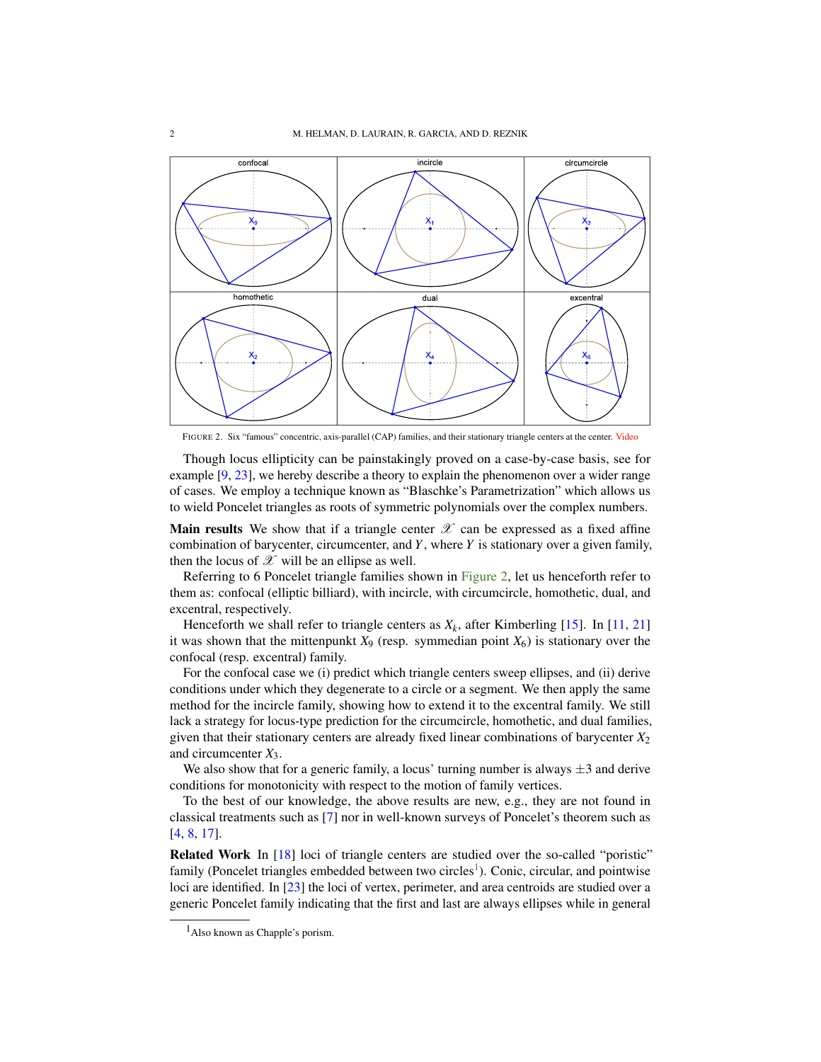FIGURE 2. Six "famous" concentric, axis-parallel (CAP) families, and their stationary triangle centers at the center. Video

Though locus ellipticity can be painstakingly proved on a case-by-case basis, see for example [9, 23], we hereby describe a theory to explain the phenomenon over a wider range of cases. We employ a technique known as "Blaschke's Parametrization" which allows us to wield Poncelet triangles as roots of symmetric polynomials over the complex numbers.

**Main results** We show that if a triangle center $\mathscr{X}$ can be expressed as a fixed affine combination of barycenter, circumcenter, and $Y$, where $Y$ is stationary over a given family, then the locus of $\mathscr{X}$ will be an ellipse as well.

Referring to 6 Poncelet triangle families shown in Figure 2, let us henceforth refer to them as: confocal (elliptic billiard), with incircle, with circumcircle, homothetic, dual, and excentral, respectively.

Henceforth we shall refer to triangle centers as $X_k$, after Kimberling [15]. In [11, 21] it was shown that the mittenpunkt $X_9$ (resp. symmedian point $X_6$) is stationary over the confocal (resp. excentral) family.

For the confocal case we (i) predict which triangle centers sweep ellipses, and (ii) derive conditions under which they degenerate to a circle or a segment. We then apply the same method for the incircle family, showing how to extend it to the excentral family. We still lack a strategy for locus-type prediction for the circumcircle, homothetic, and dual families, given that their stationary centers are already fixed linear combinations of barycenter $X_2$ and circumcenter $X_3$.

We also show that for a generic family, a locus' turning number is always $\pm 3$ and derive conditions for monotonicity with respect to the motion of family vertices.

To the best of our knowledge, the above results are new, e.g., they are not found in classical treatments such as [7] nor in well-known surveys of Poncelet's theorem such as [4, 8, 17].

**Related Work** In [18] loci of triangle centers are studied over the so-called "poristic" family (Poncelet triangles embedded between two circles[1]). Conic, circular, and pointwise loci are identified. In [23] the loci of vertex, perimeter, and area centroids are studied over a generic Poncelet family indicating that the first and last are always ellipses while in general

[1] Also known as Chapple's porism.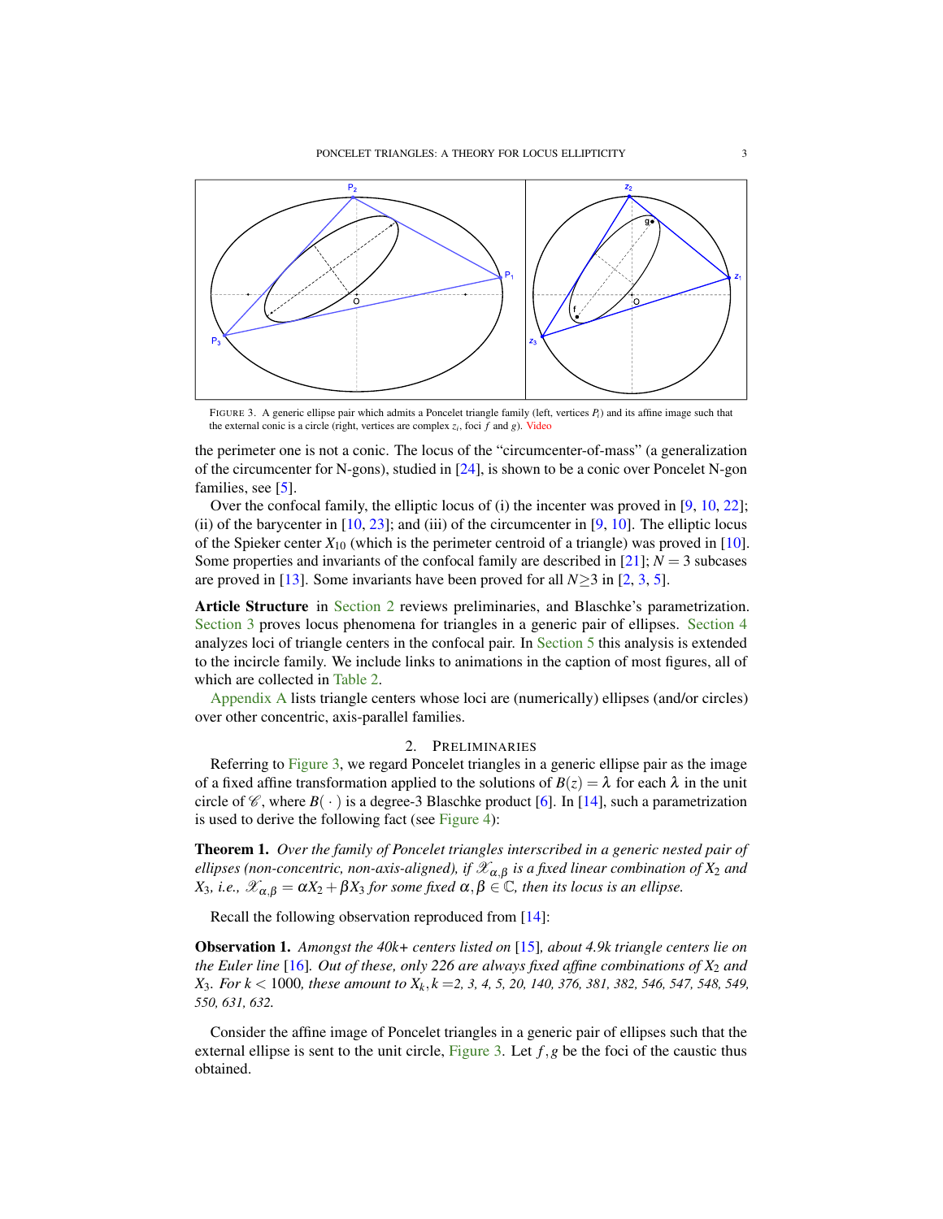FIGURE 3. A generic ellipse pair which admits a Poncelet triangle family (left, vertices $P_i$) and its affine image such that the external conic is a circle (right, vertices are complex $z_i$, foci $f$ and $g$). Video

the perimeter one is not a conic. The locus of the "circumcenter-of-mass" (a generalization of the circumcenter for N-gons), studied in [24], is shown to be a conic over Poncelet N-gon families, see [5].

Over the confocal family, the elliptic locus of (i) the incenter was proved in [9, 10, 22]; (ii) of the barycenter in [10, 23]; and (iii) of the circumcenter in [9, 10]. The elliptic locus of the Spieker center $X_{10}$ (which is the perimeter centroid of a triangle) was proved in [10]. Some properties and invariants of the confocal family are described in [21]; $N=3$ subcases are proved in [13]. Some invariants have been proved for all $N{\geq}3$ in [2, 3, 5].

**Article Structure** in Section 2 reviews preliminaries, and Blaschke's parametrization. Section 3 proves locus phenomena for triangles in a generic pair of ellipses. Section 4 analyzes loci of triangle centers in the confocal pair. In Section 5 this analysis is extended to the incircle family. We include links to animations in the caption of most figures, all of which are collected in Table 2.

Appendix A lists triangle centers whose loci are (numerically) ellipses (and/or circles) over other concentric, axis-parallel families.

## 2. Preliminaries

Referring to Figure 3, we regard Poncelet triangles in a generic ellipse pair as the image of a fixed affine transformation applied to the solutions of $B(z)=\lambda$ for each $\lambda$ in the unit circle of $\mathscr{C}$, where $B(\,\cdot\,)$ is a degree-3 Blaschke product [6]. In [14], such a parametrization is used to derive the following fact (see Figure 4):

**Theorem 1.** *Over the family of Poncelet triangles interscribed in a generic nested pair of ellipses (non-concentric, non-axis-aligned), if $\mathscr{X}_{\alpha,\beta}$ is a fixed linear combination of $X_2$ and $X_3$, i.e., $\mathscr{X}_{\alpha,\beta}=\alpha X_2+\beta X_3$ for some fixed $\alpha,\beta\in\mathbb{C}$, then its locus is an ellipse.*

Recall the following observation reproduced from [14]:

**Observation 1.** *Amongst the 40k+ centers listed on [15], about 4.9k triangle centers lie on the Euler line [16]. Out of these, only 226 are always fixed affine combinations of $X_2$ and $X_3$. For $k<1000$, these amount to $X_k, k=$2, 3, 4, 5, 20, 140, 376, 381, 382, 546, 547, 548, 549, 550, 631, 632.*

Consider the affine image of Poncelet triangles in a generic pair of ellipses such that the external ellipse is sent to the unit circle, Figure 3. Let $f,g$ be the foci of the caustic thus obtained.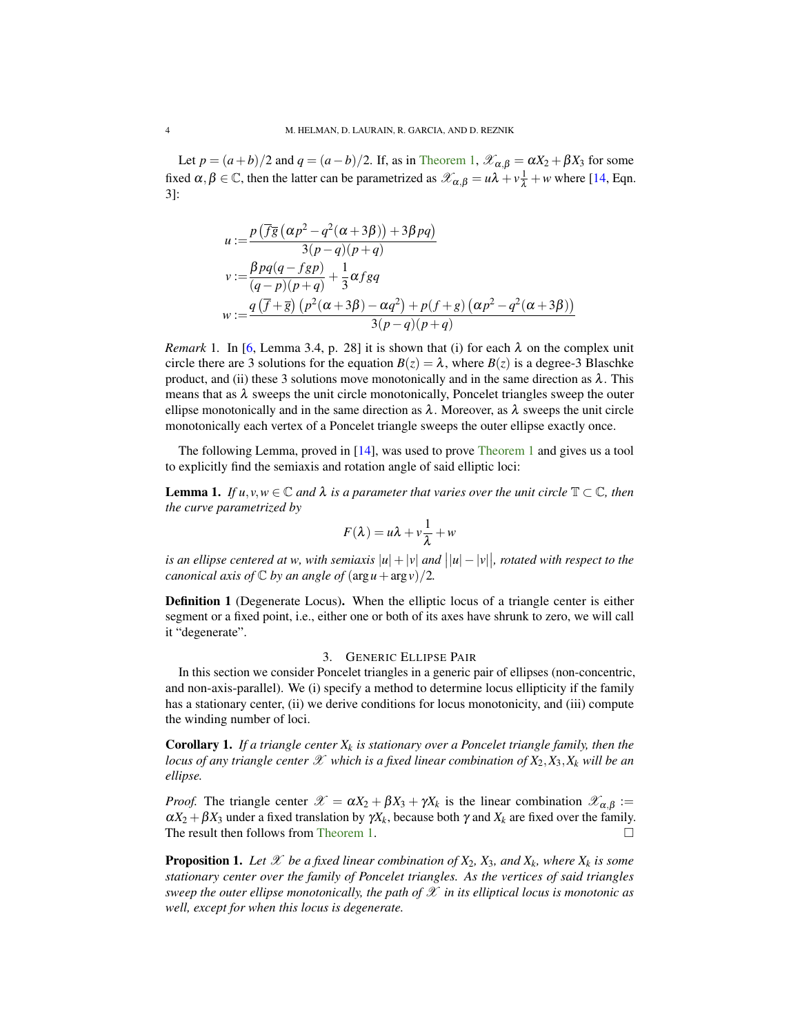Let $p=(a+b)/2$ and $q=(a-b)/2$. If, as in Theorem 1, $\mathscr{X}_{\alpha,\beta}=\alpha X_2+\beta X_3$ for some fixed $\alpha,\beta\in\mathbb{C}$, then the latter can be parametrized as $\mathscr{X}_{\alpha,\beta}=u\lambda+v\frac{1}{\lambda}+w$ where [14, Eqn. 3]:

$$
\begin{aligned}
u :=& \frac{p\left(\overline{f}\overline{g}\left(\alpha p^2-q^2(\alpha+3\beta)\right)+3\beta pq\right)}{3(p-q)(p+q)}\\
v :=& \frac{\beta pq(q-fgp)}{(q-p)(p+q)}+\frac{1}{3}\alpha fgq\\
w :=& \frac{q\left(\overline{f}+\overline{g}\right)\left(p^2(\alpha+3\beta)-\alpha q^2\right)+p(f+g)\left(\alpha p^2-q^2(\alpha+3\beta)\right)}{3(p-q)(p+q)}
\end{aligned}
$$

*Remark* 1. In [6, Lemma 3.4, p. 28] it is shown that (i) for each $\lambda$ on the complex unit circle there are 3 solutions for the equation $B(z)=\lambda$, where $B(z)$ is a degree-3 Blaschke product, and (ii) these 3 solutions move monotonically and in the same direction as $\lambda$. This means that as $\lambda$ sweeps the unit circle monotonically, Poncelet triangles sweep the outer ellipse monotonically and in the same direction as $\lambda$. Moreover, as $\lambda$ sweeps the unit circle monotonically each vertex of a Poncelet triangle sweeps the outer ellipse exactly once.

The following Lemma, proved in [14], was used to prove Theorem 1 and gives us a tool to explicitly find the semiaxis and rotation angle of said elliptic loci:

**Lemma 1.** *If $u,v,w\in\mathbb{C}$ and $\lambda$ is a parameter that varies over the unit circle $\mathbb{T}\subset\mathbb{C}$, then the curve parametrized by*

$$
F(\lambda)=u\lambda+v\frac{1}{\lambda}+w
$$

*is an ellipse centered at $w$, with semiaxis $|u|+|v|$ and $\big||u|-|v|\big|$, rotated with respect to the canonical axis of $\mathbb{C}$ by an angle of $(\arg u+\arg v)/2$.*

**Definition 1** (Degenerate Locus)**.** When the elliptic locus of a triangle center is either segment or a fixed point, i.e., either one or both of its axes have shrunk to zero, we will call it "degenerate".

## 3. Generic Ellipse Pair

In this section we consider Poncelet triangles in a generic pair of ellipses (non-concentric, and non-axis-parallel). We (i) specify a method to determine locus ellipticity if the family has a stationary center, (ii) we derive conditions for locus monotonicity, and (iii) compute the winding number of loci.

**Corollary 1.** *If a triangle center $X_k$ is stationary over a Poncelet triangle family, then the locus of any triangle center $\mathscr{X}$ which is a fixed linear combination of $X_2,X_3,X_k$ will be an ellipse.*

*Proof.* The triangle center $\mathscr{X}=\alpha X_2+\beta X_3+\gamma X_k$ is the linear combination $\mathscr{X}_{\alpha,\beta}:=\alpha X_2+\beta X_3$ under a fixed translation by $\gamma X_k$, because both $\gamma$ and $X_k$ are fixed over the family. The result then follows from Theorem 1. □

**Proposition 1.** *Let $\mathscr{X}$ be a fixed linear combination of $X_2$, $X_3$, and $X_k$, where $X_k$ is some stationary center over the family of Poncelet triangles. As the vertices of said triangles sweep the outer ellipse monotonically, the path of $\mathscr{X}$ in its elliptical locus is monotonic as well, except for when this locus is degenerate.*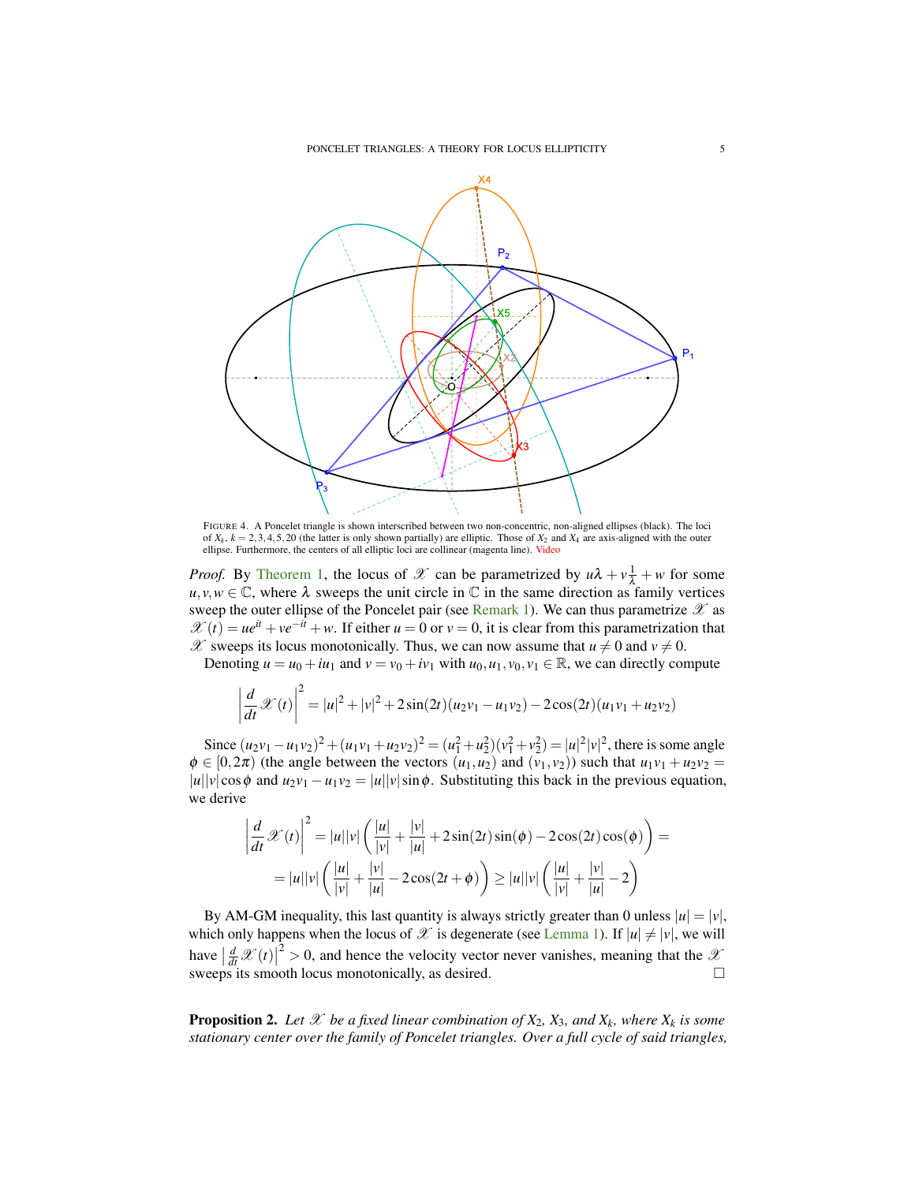FIGURE 4. A Poncelet triangle is shown interscribed between two non-concentric, non-aligned ellipses (black). The loci of $X_k$, $k = 2,3,4,5,20$ (the latter is only shown partially) are elliptic. Those of $X_2$ and $X_4$ are axis-aligned with the outer ellipse. Furthermore, the centers of all elliptic loci are collinear (magenta line). Video

*Proof.* By Theorem 1, the locus of $\mathscr{X}$ can be parametrized by $u\lambda + v\frac{1}{\lambda} + w$ for some $u, v, w \in \mathbb{C}$, where $\lambda$ sweeps the unit circle in $\mathbb{C}$ in the same direction as family vertices sweep the outer ellipse of the Poncelet pair (see Remark 1). We can thus parametrize $\mathscr{X}$ as $\mathscr{X}(t) = ue^{it} + ve^{-it} + w$. If either $u = 0$ or $v = 0$, it is clear from this parametrization that $\mathscr{X}$ sweeps its locus monotonically. Thus, we can now assume that $u \neq 0$ and $v \neq 0$.

Denoting $u = u_0 + iu_1$ and $v = v_0 + iv_1$ with $u_0, u_1, v_0, v_1 \in \mathbb{R}$, we can directly compute

$$\left|\frac{d}{dt}\mathscr{X}(t)\right|^2 = |u|^2 + |v|^2 + 2\sin(2t)(u_2v_1 - u_1v_2) - 2\cos(2t)(u_1v_1 + u_2v_2)$$

Since $(u_2v_1 - u_1v_2)^2 + (u_1v_1 + u_2v_2)^2 = (u_1^2 + u_2^2)(v_1^2 + v_2^2) = |u|^2|v|^2$, there is some angle $\phi \in [0, 2\pi)$ (the angle between the vectors $(u_1, u_2)$ and $(v_1, v_2)$) such that $u_1v_1 + u_2v_2 = |u||v|\cos\phi$ and $u_2v_1 - u_1v_2 = |u||v|\sin\phi$. Substituting this back in the previous equation, we derive

$$\left|\frac{d}{dt}\mathscr{X}(t)\right|^2 = |u||v|\left(\frac{|u|}{|v|} + \frac{|v|}{|u|} + 2\sin(2t)\sin(\phi) - 2\cos(2t)\cos(\phi)\right) =$$
$$= |u||v|\left(\frac{|u|}{|v|} + \frac{|v|}{|u|} - 2\cos(2t + \phi)\right) \geq |u||v|\left(\frac{|u|}{|v|} + \frac{|v|}{|u|} - 2\right)$$

By AM-GM inequality, this last quantity is always strictly greater than 0 unless $|u| = |v|$, which only happens when the locus of $\mathscr{X}$ is degenerate (see Lemma 1). If $|u| \neq |v|$, we will have $\left|\frac{d}{dt}\mathscr{X}(t)\right|^2 > 0$, and hence the velocity vector never vanishes, meaning that the $\mathscr{X}$ sweeps its smooth locus monotonically, as desired. $\square$

**Proposition 2.** *Let $\mathscr{X}$ be a fixed linear combination of $X_2$, $X_3$, and $X_k$, where $X_k$ is some stationary center over the family of Poncelet triangles. Over a full cycle of said triangles,*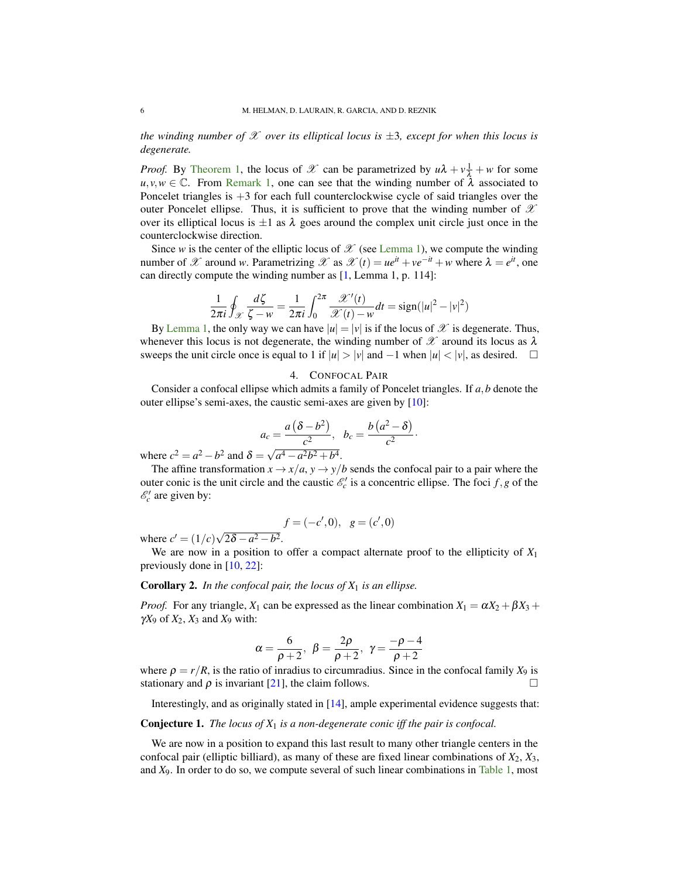*the winding number of $\mathscr{X}$ over its elliptical locus is $\pm 3$, except for when this locus is degenerate.*

*Proof.* By Theorem 1, the locus of $\mathscr{X}$ can be parametrized by $u\lambda + v\frac{1}{\lambda} + w$ for some $u, v, w \in \mathbb{C}$. From Remark 1, one can see that the winding number of $\lambda$ associated to Poncelet triangles is $+3$ for each full counterclockwise cycle of said triangles over the outer Poncelet ellipse. Thus, it is sufficient to prove that the winding number of $\mathscr{X}$ over its elliptical locus is $\pm 1$ as $\lambda$ goes around the complex unit circle just once in the counterclockwise direction.

Since $w$ is the center of the elliptic locus of $\mathscr{X}$ (see Lemma 1), we compute the winding number of $\mathscr{X}$ around $w$. Parametrizing $\mathscr{X}$ as $\mathscr{X}(t) = ue^{it} + ve^{-it} + w$ where $\lambda = e^{it}$, one can directly compute the winding number as [1, Lemma 1, p. 114]:

$$\frac{1}{2\pi i}\oint_{\mathscr{X}} \frac{d\zeta}{\zeta - w} = \frac{1}{2\pi i}\int_0^{2\pi} \frac{\mathscr{X}'(t)}{\mathscr{X}(t) - w} dt = \operatorname{sign}(|u|^2 - |v|^2)$$

By Lemma 1, the only way we can have $|u| = |v|$ is if the locus of $\mathscr{X}$ is degenerate. Thus, whenever this locus is not degenerate, the winding number of $\mathscr{X}$ around its locus as $\lambda$ sweeps the unit circle once is equal to 1 if $|u| > |v|$ and $-1$ when $|u| < |v|$, as desired. □

## 4. Confocal Pair

Consider a confocal ellipse which admits a family of Poncelet triangles. If $a, b$ denote the outer ellipse's semi-axes, the caustic semi-axes are given by [10]:

$$a_c = \frac{a\left(\delta - b^2\right)}{c^2}, \quad b_c = \frac{b\left(a^2 - \delta\right)}{c^2}.$$

where $c^2 = a^2 - b^2$ and $\delta = \sqrt{a^4 - a^2b^2 + b^4}$.

The affine transformation $x \to x/a$, $y \to y/b$ sends the confocal pair to a pair where the outer conic is the unit circle and the caustic $\mathscr{E}_c'$ is a concentric ellipse. The foci $f, g$ of the $\mathscr{E}_c'$ are given by:

$$f = (-c', 0), \quad g = (c', 0)$$

where $c' = (1/c)\sqrt{2\delta - a^2 - b^2}$.

We are now in a position to offer a compact alternate proof to the ellipticity of $X_1$ previously done in [10, 22]:

**Corollary 2.** *In the confocal pair, the locus of $X_1$ is an ellipse.*

*Proof.* For any triangle, $X_1$ can be expressed as the linear combination $X_1 = \alpha X_2 + \beta X_3 + \gamma X_9$ of $X_2$, $X_3$ and $X_9$ with:

$$\alpha = \frac{6}{\rho + 2}, \quad \beta = \frac{2\rho}{\rho + 2}, \quad \gamma = \frac{-\rho - 4}{\rho + 2}$$

where $\rho = r/R$, is the ratio of inradius to circumradius. Since in the confocal family $X_9$ is stationary and $\rho$ is invariant [21], the claim follows. □

Interestingly, and as originally stated in [14], ample experimental evidence suggests that:

**Conjecture 1.** *The locus of $X_1$ is a non-degenerate conic iff the pair is confocal.*

We are now in a position to expand this last result to many other triangle centers in the confocal pair (elliptic billiard), as many of these are fixed linear combinations of $X_2$, $X_3$, and $X_9$. In order to do so, we compute several of such linear combinations in Table 1, most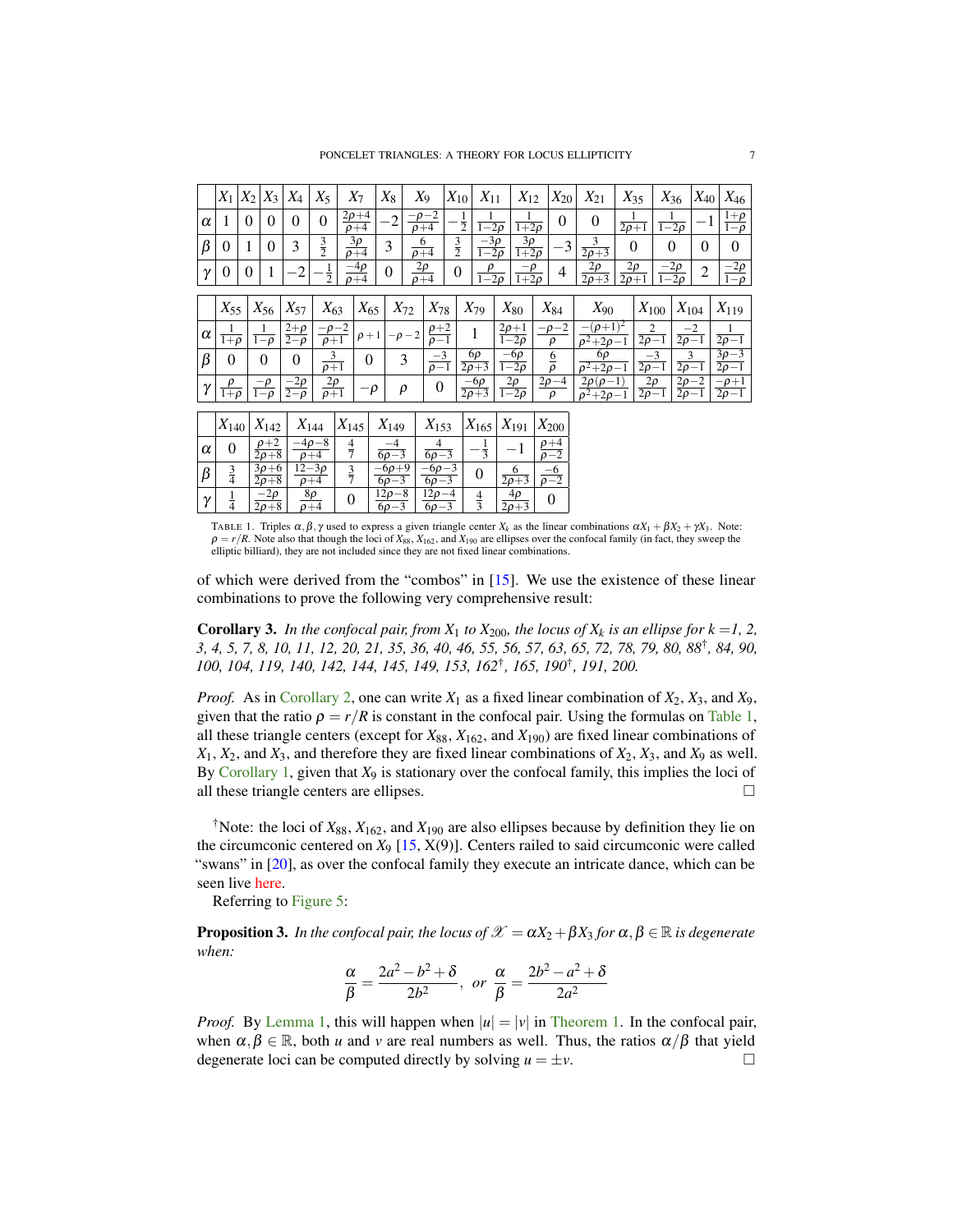| | $X_1$ | $X_2$ | $X_3$ | $X_4$ | $X_5$ | $X_7$ | $X_8$ | $X_9$ | $X_{10}$ | $X_{11}$ | $X_{12}$ | $X_{20}$ | $X_{21}$ | $X_{35}$ | $X_{36}$ | $X_{40}$ | $X_{46}$ |
|---|---|---|---|---|---|---|---|---|---|---|---|---|---|---|---|---|---|
| $\alpha$ | 1 | 0 | 0 | 0 | 0 | $\frac{2\rho+4}{\rho+4}$ | $-2$ | $\frac{-\rho-2}{\rho+4}$ | $-\frac{1}{2}$ | $\frac{1}{1-2\rho}$ | $\frac{1}{1+2\rho}$ | 0 | 0 | $\frac{1}{2\rho+1}$ | $\frac{1}{1-2\rho}$ | $-1$ | $\frac{1+\rho}{1-\rho}$ |
| $\beta$ | 0 | 1 | 0 | 3 | $\frac{3}{2}$ | $\frac{3\rho}{\rho+4}$ | 3 | $\frac{6}{\rho+4}$ | $\frac{3}{2}$ | $\frac{-3\rho}{1-2\rho}$ | $\frac{3\rho}{1+2\rho}$ | $-3$ | $\frac{3}{2\rho+3}$ | 0 | 0 | 0 | 0 |
| $\gamma$ | 0 | 0 | 1 | $-2$ | $-\frac{1}{2}$ | $\frac{-4\rho}{\rho+4}$ | 0 | $\frac{2\rho}{\rho+4}$ | 0 | $\frac{\rho}{1-2\rho}$ | $\frac{-\rho}{1+2\rho}$ | 4 | $\frac{2\rho}{2\rho+3}$ | $\frac{2\rho}{2\rho+1}$ | $\frac{-2\rho}{1-2\rho}$ | 2 | $\frac{-2\rho}{1-\rho}$ |

| | $X_{55}$ | $X_{56}$ | $X_{57}$ | $X_{63}$ | $X_{65}$ | $X_{72}$ | $X_{78}$ | $X_{79}$ | $X_{80}$ | $X_{84}$ | $X_{90}$ | $X_{100}$ | $X_{104}$ | $X_{119}$ |
|---|---|---|---|---|---|---|---|---|---|---|---|---|---|---|
| $\alpha$ | $\frac{1}{1+\rho}$ | $\frac{1}{1-\rho}$ | $\frac{2+\rho}{2-\rho}$ | $\frac{-\rho-2}{\rho+1}$ | $\rho+1$ | $-\rho-2$ | $\frac{\rho+2}{\rho-1}$ | 1 | $\frac{2\rho+1}{1-2\rho}$ | $\frac{-\rho-2}{\rho}$ | $\frac{-(\rho+1)^2}{\rho^2+2\rho-1}$ | $\frac{2}{2\rho-1}$ | $\frac{-2}{2\rho-1}$ | $\frac{1}{2\rho-1}$ |
| $\beta$ | 0 | 0 | 0 | $\frac{3}{\rho+1}$ | 0 | 3 | $\frac{-3}{\rho-1}$ | $\frac{6\rho}{2\rho+3}$ | $\frac{-6\rho}{1-2\rho}$ | $\frac{6}{\rho}$ | $\frac{6\rho}{\rho^2+2\rho-1}$ | $\frac{-3}{2\rho-1}$ | $\frac{3}{2\rho-1}$ | $\frac{3\rho-3}{2\rho-1}$ |
| $\gamma$ | $\frac{\rho}{1+\rho}$ | $\frac{-\rho}{1-\rho}$ | $\frac{-2\rho}{2-\rho}$ | $\frac{2\rho}{\rho+1}$ | $-\rho$ | $\rho$ | 0 | $\frac{-6\rho}{2\rho+3}$ | $\frac{2\rho}{1-2\rho}$ | $\frac{2\rho-4}{\rho}$ | $\frac{2\rho(\rho-1)}{\rho^2+2\rho-1}$ | $\frac{2\rho}{2\rho-1}$ | $\frac{2\rho-2}{2\rho-1}$ | $\frac{-\rho+1}{2\rho-1}$ |

| | $X_{140}$ | $X_{142}$ | $X_{144}$ | $X_{145}$ | $X_{149}$ | $X_{153}$ | $X_{165}$ | $X_{191}$ | $X_{200}$ |
|---|---|---|---|---|---|---|---|---|---|
| $\alpha$ | 0 | $\frac{\rho+2}{2\rho+8}$ | $\frac{-4\rho-8}{\rho+4}$ | $\frac{4}{7}$ | $\frac{-4}{6\rho-3}$ | $\frac{4}{6\rho-3}$ | $-\frac{1}{3}$ | $-1$ | $\frac{\rho+4}{\rho-2}$ |
| $\beta$ | $\frac{3}{4}$ | $\frac{3\rho+6}{2\rho+8}$ | $\frac{12-3\rho}{\rho+4}$ | $\frac{3}{7}$ | $\frac{-6\rho+9}{6\rho-3}$ | $\frac{-6\rho-3}{6\rho-3}$ | 0 | $\frac{6}{2\rho+3}$ | $\frac{-6}{\rho-2}$ |
| $\gamma$ | $\frac{1}{4}$ | $\frac{-2\rho}{2\rho+8}$ | $\frac{8\rho}{\rho+4}$ | 0 | $\frac{12\rho-8}{6\rho-3}$ | $\frac{12\rho-4}{6\rho-3}$ | $\frac{4}{3}$ | $\frac{4\rho}{2\rho+3}$ | 0 |

TABLE 1. Triples $\alpha, \beta, \gamma$ used to express a given triangle center $X_k$ as the linear combinations $\alpha X_1 + \beta X_2 + \gamma X_3$. Note: $\rho = r/R$. Note also that though the loci of $X_{88}$, $X_{162}$, and $X_{190}$ are ellipses over the confocal family (in fact, they sweep the elliptic billiard), they are not included since they are not fixed linear combinations.

of which were derived from the "combos" in [15]. We use the existence of these linear combinations to prove the following very comprehensive result:

**Corollary 3.** *In the confocal pair, from $X_1$ to $X_{200}$, the locus of $X_k$ is an ellipse for k =1, 2, 3, 4, 5, 7, 8, 10, 11, 12, 20, 21, 35, 36, 40, 46, 55, 56, 57, 63, 65, 72, 78, 79, 80, 88†, 84, 90, 100, 104, 119, 140, 142, 144, 145, 149, 153, 162†, 165, 190†, 191, 200.*

*Proof.* As in Corollary 2, one can write $X_1$ as a fixed linear combination of $X_2$, $X_3$, and $X_9$, given that the ratio $\rho = r/R$ is constant in the confocal pair. Using the formulas on Table 1, all these triangle centers (except for $X_{88}$, $X_{162}$, and $X_{190}$) are fixed linear combinations of $X_1$, $X_2$, and $X_3$, and therefore they are fixed linear combinations of $X_2$, $X_3$, and $X_9$ as well. By Corollary 1, given that $X_9$ is stationary over the confocal family, this implies the loci of all these triangle centers are ellipses. □

†Note: the loci of $X_{88}$, $X_{162}$, and $X_{190}$ are also ellipses because by definition they lie on the circumconic centered on $X_9$ [15, X(9)]. Centers railed to said circumconic were called "swans" in [20], as over the confocal family they execute an intricate dance, which can be seen live here.

Referring to Figure 5:

**Proposition 3.** *In the confocal pair, the locus of $\mathscr{X} = \alpha X_2 + \beta X_3$ for $\alpha, \beta \in \mathbb{R}$ is degenerate when:*

$$\frac{\alpha}{\beta} = \frac{2a^2 - b^2 + \delta}{2b^2}, \quad or \quad \frac{\alpha}{\beta} = \frac{2b^2 - a^2 + \delta}{2a^2}$$

*Proof.* By Lemma 1, this will happen when $|u| = |v|$ in Theorem 1. In the confocal pair, when $\alpha, \beta \in \mathbb{R}$, both $u$ and $v$ are real numbers as well. Thus, the ratios $\alpha/\beta$ that yield degenerate loci can be computed directly by solving $u = \pm v$. □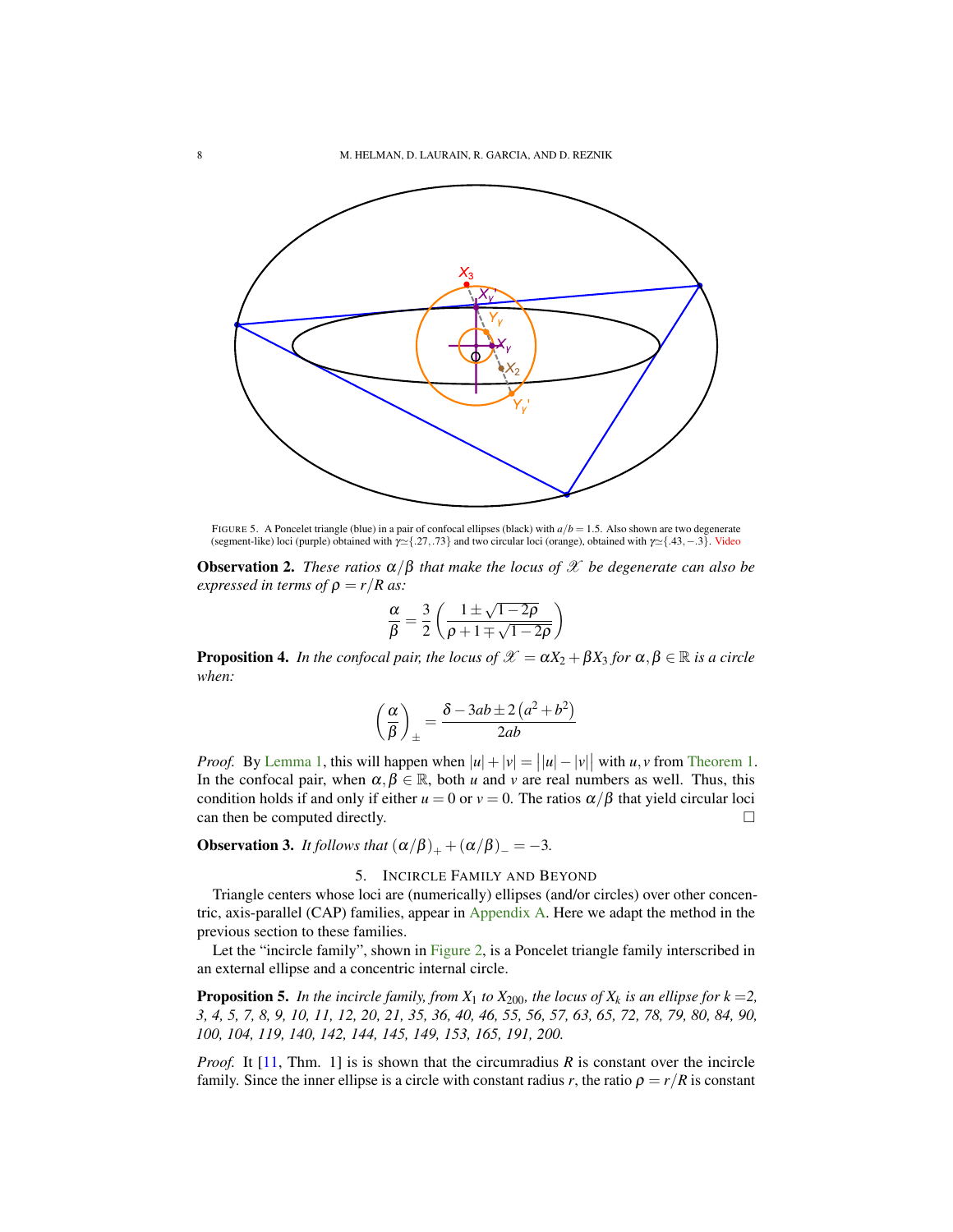FIGURE 5. A Poncelet triangle (blue) in a pair of confocal ellipses (black) with $a/b = 1.5$. Also shown are two degenerate (segment-like) loci (purple) obtained with $\gamma \simeq \{.27, .73\}$ and two circular loci (orange), obtained with $\gamma \simeq \{.43, -.3\}$. Video

**Observation 2.** *These ratios $\alpha/\beta$ that make the locus of $\mathscr{X}$ be degenerate can also be expressed in terms of $\rho = r/R$ as:*

$$\frac{\alpha}{\beta} = \frac{3}{2}\left(\frac{1 \pm \sqrt{1-2\rho}}{\rho + 1 \mp \sqrt{1-2\rho}}\right)$$

**Proposition 4.** *In the confocal pair, the locus of $\mathscr{X} = \alpha X_2 + \beta X_3$ for $\alpha, \beta \in \mathbb{R}$ is a circle when:*

$$\left(\frac{\alpha}{\beta}\right)_{\pm} = \frac{\delta - 3ab \pm 2\left(a^2 + b^2\right)}{2ab}$$

*Proof.* By Lemma 1, this will happen when $|u| + |v| = \big||u| - |v|\big|$ with $u, v$ from Theorem 1. In the confocal pair, when $\alpha, \beta \in \mathbb{R}$, both $u$ and $v$ are real numbers as well. Thus, this condition holds if and only if either $u = 0$ or $v = 0$. The ratios $\alpha/\beta$ that yield circular loci can then be computed directly. □

**Observation 3.** *It follows that $(\alpha/\beta)_+ + (\alpha/\beta)_- = -3$.*

## 5. Incircle Family and Beyond

Triangle centers whose loci are (numerically) ellipses (and/or circles) over other concentric, axis-parallel (CAP) families, appear in Appendix A. Here we adapt the method in the previous section to these families.

Let the "incircle family", shown in Figure 2, is a Poncelet triangle family interscribed in an external ellipse and a concentric internal circle.

**Proposition 5.** *In the incircle family, from $X_1$ to $X_{200}$, the locus of $X_k$ is an ellipse for $k$ =2, 3, 4, 5, 7, 8, 9, 10, 11, 12, 20, 21, 35, 36, 40, 46, 55, 56, 57, 63, 65, 72, 78, 79, 80, 84, 90, 100, 104, 119, 140, 142, 144, 145, 149, 153, 165, 191, 200.*

*Proof.* It [11, Thm. 1] is is shown that the circumradius $R$ is constant over the incircle family. Since the inner ellipse is a circle with constant radius $r$, the ratio $\rho = r/R$ is constant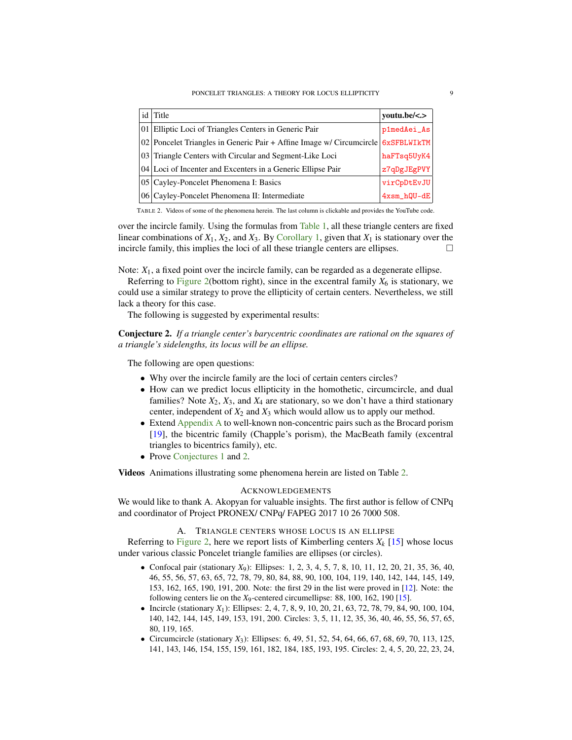| id | Title | youtu.be/<.> |
|---|---|---|
| 01 | Elliptic Loci of Triangles Centers in Generic Pair | p1medAei_As |
| 02 | Poncelet Triangles in Generic Pair + Affine Image w/ Circumcircle | 6xSFBLWIkTM |
| 03 | Triangle Centers with Circular and Segment-Like Loci | haFTsq5UyK4 |
| 04 | Loci of Incenter and Excenters in a Generic Ellipse Pair | z7qDgJEgPVY |
| 05 | Cayley-Poncelet Phenomena I: Basics | virCpDtEvJU |
| 06 | Cayley-Poncelet Phenomena II: Intermediate | 4xsm_hQU-dE |

TABLE 2. Videos of some of the phenomena herein. The last column is clickable and provides the YouTube code.

over the incircle family. Using the formulas from Table 1, all these triangle centers are fixed linear combinations of $X_1$, $X_2$, and $X_3$. By Corollary 1, given that $X_1$ is stationary over the incircle family, this implies the loci of all these triangle centers are ellipses. □

Note: $X_1$, a fixed point over the incircle family, can be regarded as a degenerate ellipse.

Referring to Figure 2(bottom right), since in the excentral family $X_6$ is stationary, we could use a similar strategy to prove the ellipticity of certain centers. Nevertheless, we still lack a theory for this case.

The following is suggested by experimental results:

**Conjecture 2.** *If a triangle center's barycentric coordinates are rational on the squares of a triangle's sidelengths, its locus will be an ellipse.*

The following are open questions:

- Why over the incircle family are the loci of certain centers circles?
- How can we predict locus ellipticity in the homothetic, circumcircle, and dual families? Note $X_2$, $X_3$, and $X_4$ are stationary, so we don't have a third stationary center, independent of $X_2$ and $X_3$ which would allow us to apply our method.
- Extend Appendix A to well-known non-concentric pairs such as the Brocard porism [19], the bicentric family (Chapple's porism), the MacBeath family (excentral triangles to bicentrics family), etc.
- Prove Conjectures 1 and 2.

**Videos** Animations illustrating some phenomena herein are listed on Table 2.

## Acknowledgements

We would like to thank A. Akopyan for valuable insights. The first author is fellow of CNPq and coordinator of Project PRONEX/ CNPq/ FAPEG 2017 10 26 7000 508.

## A. Triangle centers whose locus is an ellipse

Referring to Figure 2, here we report lists of Kimberling centers $X_k$ [15] whose locus under various classic Poncelet triangle families are ellipses (or circles).

- Confocal pair (stationary $X_9$): Ellipses: 1, 2, 3, 4, 5, 7, 8, 10, 11, 12, 20, 21, 35, 36, 40, 46, 55, 56, 57, 63, 65, 72, 78, 79, 80, 84, 88, 90, 100, 104, 119, 140, 142, 144, 145, 149, 153, 162, 165, 190, 191, 200. Note: the first 29 in the list were proved in [12]. Note: the following centers lie on the $X_9$-centered circumellipse: 88, 100, 162, 190 [15].
- Incircle (stationary $X_1$): Ellipses: 2, 4, 7, 8, 9, 10, 20, 21, 63, 72, 78, 79, 84, 90, 100, 104, 140, 142, 144, 145, 149, 153, 191, 200. Circles: 3, 5, 11, 12, 35, 36, 40, 46, 55, 56, 57, 65, 80, 119, 165.
- Circumcircle (stationary $X_3$): Ellipses: 6, 49, 51, 52, 54, 64, 66, 67, 68, 69, 70, 113, 125, 141, 143, 146, 154, 155, 159, 161, 182, 184, 185, 193, 195. Circles: 2, 4, 5, 20, 22, 23, 24,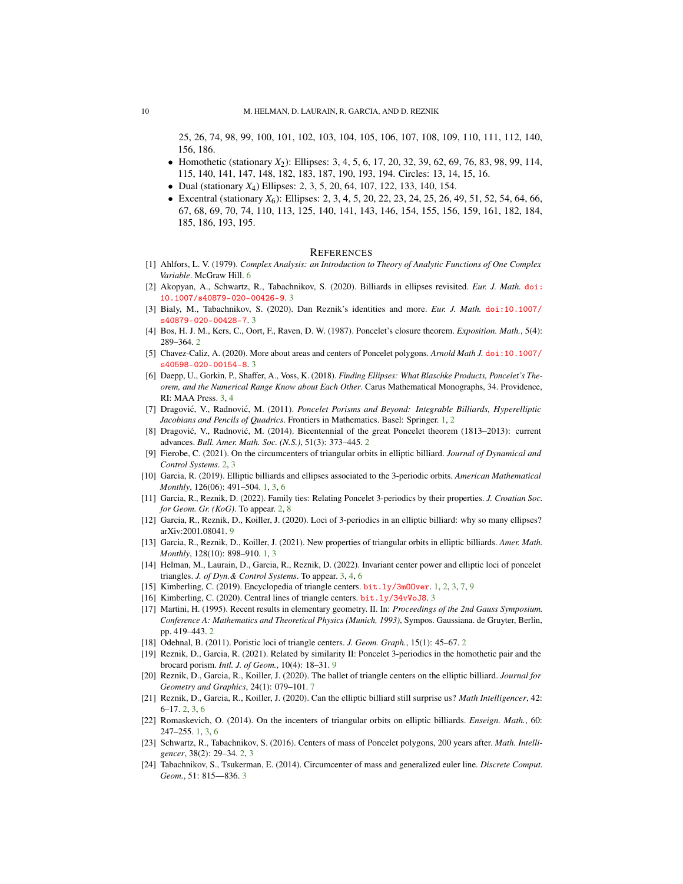25, 26, 74, 98, 99, 100, 101, 102, 103, 104, 105, 106, 107, 108, 109, 110, 111, 112, 140, 156, 186.

- Homothetic (stationary $X_2$): Ellipses: 3, 4, 5, 6, 17, 20, 32, 39, 62, 69, 76, 83, 98, 99, 114, 115, 140, 141, 147, 148, 182, 183, 187, 190, 193, 194. Circles: 13, 14, 15, 16.
- Dual (stationary $X_4$) Ellipses: 2, 3, 5, 20, 64, 107, 122, 133, 140, 154.
- Excentral (stationary $X_6$): Ellipses: 2, 3, 4, 5, 20, 22, 23, 24, 25, 26, 49, 51, 52, 54, 64, 66, 67, 68, 69, 70, 74, 110, 113, 125, 140, 141, 143, 146, 154, 155, 156, 159, 161, 182, 184, 185, 186, 193, 195.

## References

[1] Ahlfors, L. V. (1979). *Complex Analysis: an Introduction to Theory of Analytic Functions of One Complex Variable*. McGraw Hill. 6

[2] Akopyan, A., Schwartz, R., Tabachnikov, S. (2020). Billiards in ellipses revisited. *Eur. J. Math.* doi:10.1007/s40879-020-00426-9. 3

[3] Bialy, M., Tabachnikov, S. (2020). Dan Reznik's identities and more. *Eur. J. Math.* doi:10.1007/s40879-020-00428-7. 3

[4] Bos, H. J. M., Kers, C., Oort, F., Raven, D. W. (1987). Poncelet's closure theorem. *Exposition. Math.*, 5(4): 289–364. 2

[5] Chavez-Caliz, A. (2020). More about areas and centers of Poncelet polygons. *Arnold Math J.* doi:10.1007/s40598-020-00154-8. 3

[6] Daepp, U., Gorkin, P., Shaffer, A., Voss, K. (2018). *Finding Ellipses: What Blaschke Products, Poncelet's Theorem, and the Numerical Range Know about Each Other*. Carus Mathematical Monographs, 34. Providence, RI: MAA Press. 3, 4

[7] Dragović, V., Radnović, M. (2011). *Poncelet Porisms and Beyond: Integrable Billiards, Hyperelliptic Jacobians and Pencils of Quadrics*. Frontiers in Mathematics. Basel: Springer. 1, 2

[8] Dragović, V., Radnović, M. (2014). Bicentennial of the great Poncelet theorem (1813–2013): current advances. *Bull. Amer. Math. Soc. (N.S.)*, 51(3): 373–445. 2

[9] Fierobe, C. (2021). On the circumcenters of triangular orbits in elliptic billiard. *Journal of Dynamical and Control Systems*. 2, 3

[10] Garcia, R. (2019). Elliptic billiards and ellipses associated to the 3-periodic orbits. *American Mathematical Monthly*, 126(06): 491–504. 1, 3, 6

[11] Garcia, R., Reznik, D. (2022). Family ties: Relating Poncelet 3-periodics by their properties. *J. Croatian Soc. for Geom. Gr. (KoG)*. To appear. 2, 8

[12] Garcia, R., Reznik, D., Koiller, J. (2020). Loci of 3-periodics in an elliptic billiard: why so many ellipses? arXiv:2001.08041. 9

[13] Garcia, R., Reznik, D., Koiller, J. (2021). New properties of triangular orbits in elliptic billiards. *Amer. Math. Monthly*, 128(10): 898–910. 1, 3

[14] Helman, M., Laurain, D., Garcia, R., Reznik, D. (2022). Invariant center power and elliptic loci of poncelet triangles. *J. of Dyn.& Control Systems*. To appear. 3, 4, 6

[15] Kimberling, C. (2019). Encyclopedia of triangle centers. bit.ly/3mOOver. 1, 2, 3, 7, 9

[16] Kimberling, C. (2020). Central lines of triangle centers. bit.ly/34vVoJ8. 3

[17] Martini, H. (1995). Recent results in elementary geometry. II. In: *Proceedings of the 2nd Gauss Symposium. Conference A: Mathematics and Theoretical Physics (Munich, 1993)*, Sympos. Gaussiana. de Gruyter, Berlin, pp. 419–443. 2

[18] Odehnal, B. (2011). Poristic loci of triangle centers. *J. Geom. Graph.*, 15(1): 45–67. 2

[19] Reznik, D., Garcia, R. (2021). Related by similarity II: Poncelet 3-periodics in the homothetic pair and the brocard porism. *Intl. J. of Geom.*, 10(4): 18–31. 9

[20] Reznik, D., Garcia, R., Koiller, J. (2020). The ballet of triangle centers on the elliptic billiard. *Journal for Geometry and Graphics*, 24(1): 079–101. 7

[21] Reznik, D., Garcia, R., Koiller, J. (2020). Can the elliptic billiard still surprise us? *Math Intelligencer*, 42: 6–17. 2, 3, 6

[22] Romaskevich, O. (2014). On the incenters of triangular orbits on elliptic billiards. *Enseign. Math.*, 60: 247–255. 1, 3, 6

[23] Schwartz, R., Tabachnikov, S. (2016). Centers of mass of Poncelet polygons, 200 years after. *Math. Intelligencer*, 38(2): 29–34. 2, 3

[24] Tabachnikov, S., Tsukerman, E. (2014). Circumcenter of mass and generalized euler line. *Discrete Comput. Geom.*, 51: 815—836. 3